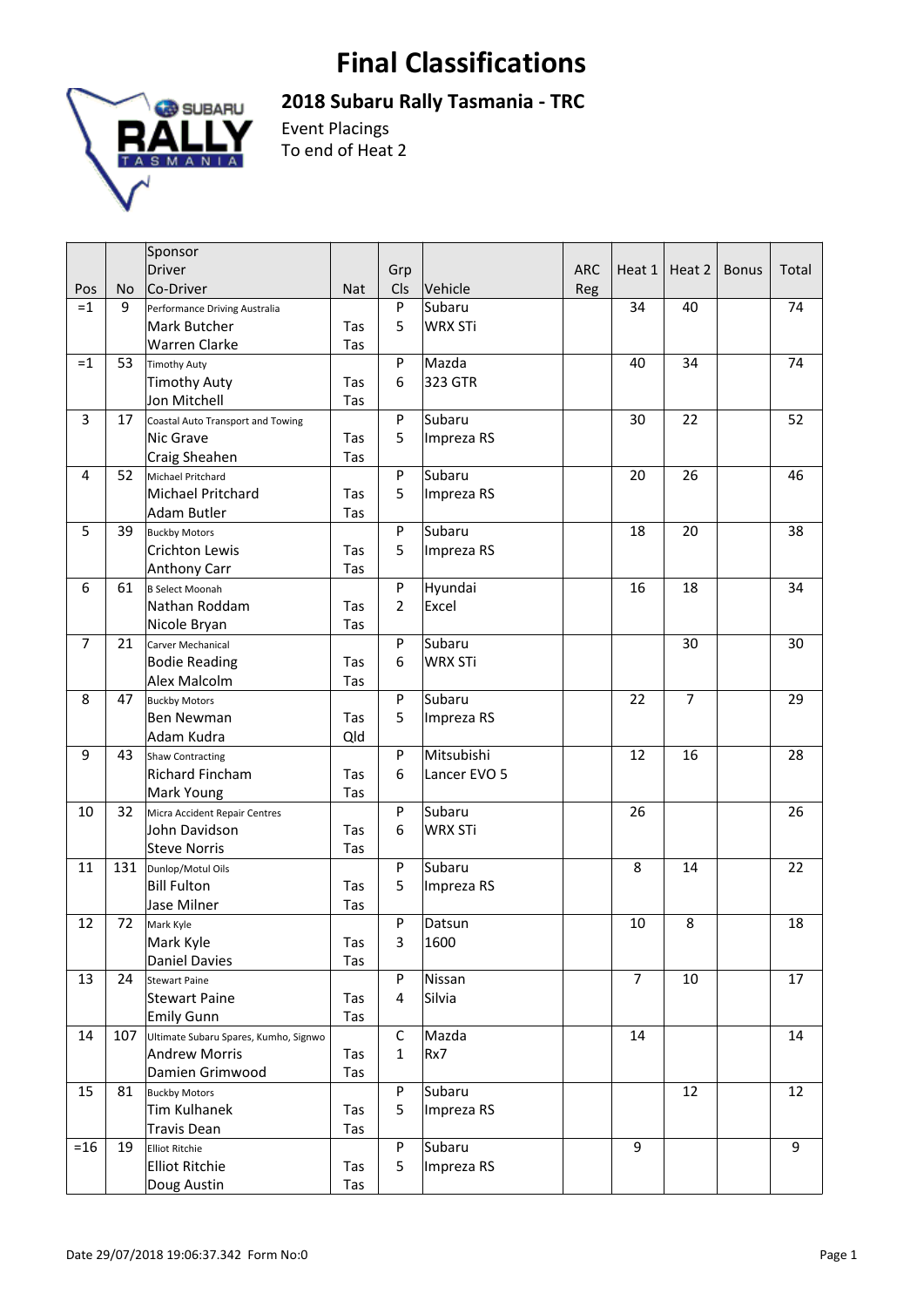# Final Classifications

## 2018 Subaru Rally Tasmania - TRC

Event Placings
To end of Heat 2

| Pos | No | Sponsor / Driver / Co-Driver | Nat | Grp / Cls | Vehicle | ARC Reg | Heat 1 | Heat 2 | Bonus | Total |
|---|---|---|---|---|---|---|---|---|---|---|
| =1 | 9 | Performance Driving Australia<br>Mark Butcher<br>Warren Clarke | <br>Tas<br>Tas | P<br>5 | Subaru<br>WRX STi | | 34 | 40 | | 74 |
| =1 | 53 | Timothy Auty<br>Timothy Auty<br>Jon Mitchell | <br>Tas<br>Tas | P<br>6 | Mazda<br>323 GTR | | 40 | 34 | | 74 |
| 3 | 17 | Coastal Auto Transport and Towing<br>Nic Grave<br>Craig Sheahen | <br>Tas<br>Tas | P<br>5 | Subaru<br>Impreza RS | | 30 | 22 | | 52 |
| 4 | 52 | Michael Pritchard<br>Michael Pritchard<br>Adam Butler | <br>Tas<br>Tas | P<br>5 | Subaru<br>Impreza RS | | 20 | 26 | | 46 |
| 5 | 39 | Buckby Motors<br>Crichton Lewis<br>Anthony Carr | <br>Tas<br>Tas | P<br>5 | Subaru<br>Impreza RS | | 18 | 20 | | 38 |
| 6 | 61 | B Select Moonah<br>Nathan Roddam<br>Nicole Bryan | <br>Tas<br>Tas | P<br>2 | Hyundai<br>Excel | | 16 | 18 | | 34 |
| 7 | 21 | Carver Mechanical<br>Bodie Reading<br>Alex Malcolm | <br>Tas<br>Tas | P<br>6 | Subaru<br>WRX STi | | | 30 | | 30 |
| 8 | 47 | Buckby Motors<br>Ben Newman<br>Adam Kudra | <br>Tas<br>Qld | P<br>5 | Subaru<br>Impreza RS | | 22 | 7 | | 29 |
| 9 | 43 | Shaw Contracting<br>Richard Fincham<br>Mark Young | <br>Tas<br>Tas | P<br>6 | Mitsubishi<br>Lancer EVO 5 | | 12 | 16 | | 28 |
| 10 | 32 | Micra Accident Repair Centres<br>John Davidson<br>Steve Norris | <br>Tas<br>Tas | P<br>6 | Subaru<br>WRX STi | | 26 | | | 26 |
| 11 | 131 | Dunlop/Motul Oils<br>Bill Fulton<br>Jase Milner | <br>Tas<br>Tas | P<br>5 | Subaru<br>Impreza RS | | 8 | 14 | | 22 |
| 12 | 72 | Mark Kyle<br>Mark Kyle<br>Daniel Davies | <br>Tas<br>Tas | P<br>3 | Datsun<br>1600 | | 10 | 8 | | 18 |
| 13 | 24 | Stewart Paine<br>Stewart Paine<br>Emily Gunn | <br>Tas<br>Tas | P<br>4 | Nissan<br>Silvia | | 7 | 10 | | 17 |
| 14 | 107 | Ultimate Subaru Spares, Kumho, Signwo<br>Andrew Morris<br>Damien Grimwood | <br>Tas<br>Tas | C<br>1 | Mazda<br>Rx7 | | 14 | | | 14 |
| 15 | 81 | Buckby Motors<br>Tim Kulhanek<br>Travis Dean | <br>Tas<br>Tas | P<br>5 | Subaru<br>Impreza RS | | | 12 | | 12 |
| =16 | 19 | Elliot Ritchie<br>Elliot Ritchie<br>Doug Austin | <br>Tas<br>Tas | P<br>5 | Subaru<br>Impreza RS | | 9 | | | 9 |

Date 29/07/2018 19:06:37.342 Form No:0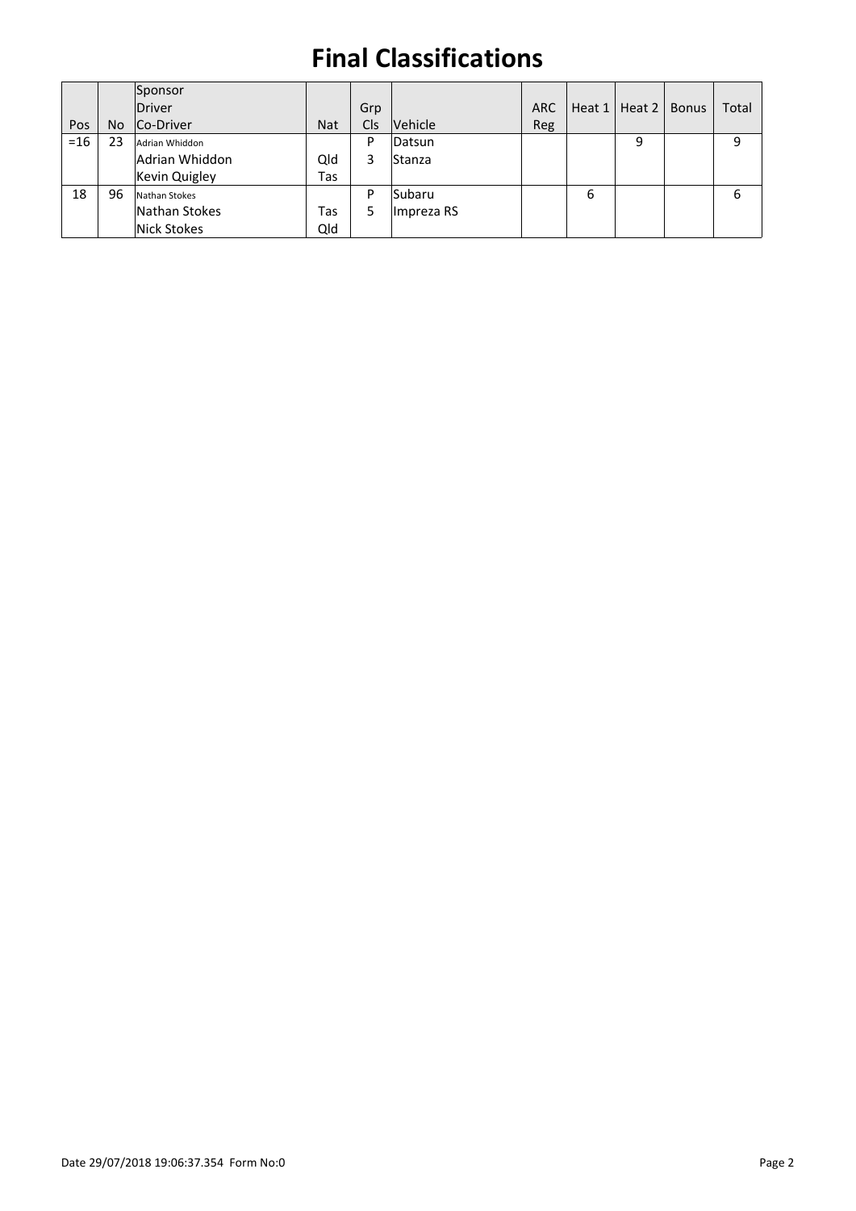# Final Classifications

| Pos | No | Sponsor<br>Driver<br>Co-Driver | Nat | Grp<br>Cls | Vehicle | ARC<br>Reg | Heat 1 | Heat 2 | Bonus | Total |
|---|---|---|---|---|---|---|---|---|---|---|
| =16 | 23 | Adrian Whiddon<br>Adrian Whiddon<br>Kevin Quigley | <br>Qld<br>Tas | P<br>3 | Datsun<br>Stanza | | | 9 | | 9 |
| 18 | 96 | Nathan Stokes<br>Nathan Stokes<br>Nick Stokes | <br>Tas<br>Qld | P<br>5 | Subaru<br>Impreza RS | | 6 | | | 6 |

Date 29/07/2018 19:06:37.354 Form No:0